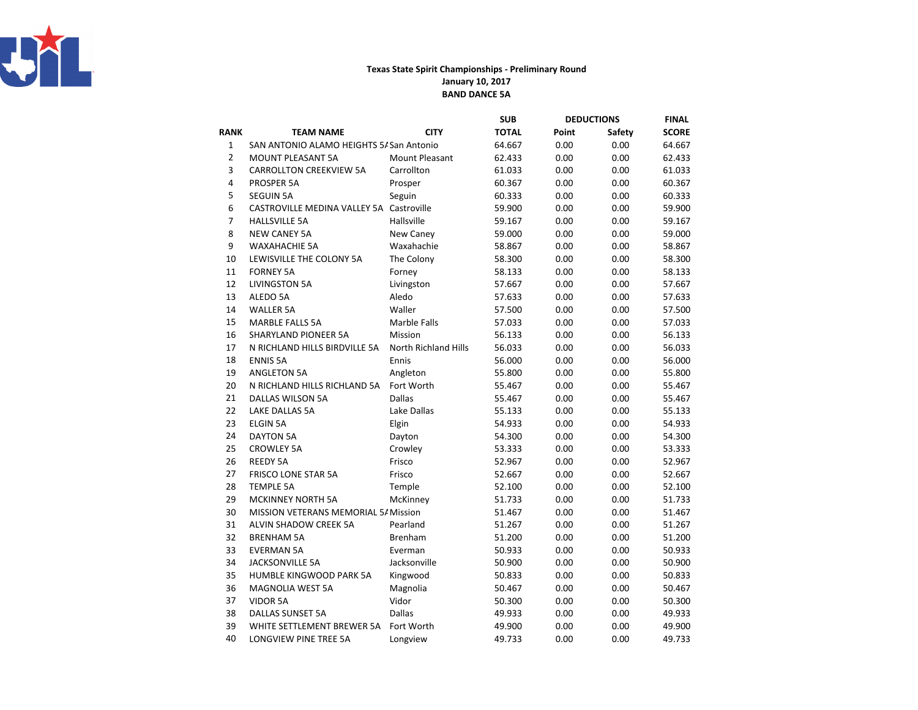**Texas State Spirit Championships - Preliminary Round**
**January 10, 2017**
**BAND DANCE 5A**

| | | | SUB | DEDUCTIONS | | FINAL |
|---|---|---|---|---|---|---|
| RANK | TEAM NAME | CITY | TOTAL | Point | Safety | SCORE |
| 1 | SAN ANTONIO ALAMO HEIGHTS 5A | San Antonio | 64.667 | 0.00 | 0.00 | 64.667 |
| 2 | MOUNT PLEASANT 5A | Mount Pleasant | 62.433 | 0.00 | 0.00 | 62.433 |
| 3 | CARROLLTON CREEKVIEW 5A | Carrollton | 61.033 | 0.00 | 0.00 | 61.033 |
| 4 | PROSPER 5A | Prosper | 60.367 | 0.00 | 0.00 | 60.367 |
| 5 | SEGUIN 5A | Seguin | 60.333 | 0.00 | 0.00 | 60.333 |
| 6 | CASTROVILLE MEDINA VALLEY 5A | Castroville | 59.900 | 0.00 | 0.00 | 59.900 |
| 7 | HALLSVILLE 5A | Hallsville | 59.167 | 0.00 | 0.00 | 59.167 |
| 8 | NEW CANEY 5A | New Caney | 59.000 | 0.00 | 0.00 | 59.000 |
| 9 | WAXAHACHIE 5A | Waxahachie | 58.867 | 0.00 | 0.00 | 58.867 |
| 10 | LEWISVILLE THE COLONY 5A | The Colony | 58.300 | 0.00 | 0.00 | 58.300 |
| 11 | FORNEY 5A | Forney | 58.133 | 0.00 | 0.00 | 58.133 |
| 12 | LIVINGSTON 5A | Livingston | 57.667 | 0.00 | 0.00 | 57.667 |
| 13 | ALEDO 5A | Aledo | 57.633 | 0.00 | 0.00 | 57.633 |
| 14 | WALLER 5A | Waller | 57.500 | 0.00 | 0.00 | 57.500 |
| 15 | MARBLE FALLS 5A | Marble Falls | 57.033 | 0.00 | 0.00 | 57.033 |
| 16 | SHARYLAND PIONEER 5A | Mission | 56.133 | 0.00 | 0.00 | 56.133 |
| 17 | N RICHLAND HILLS BIRDVILLE 5A | North Richland Hills | 56.033 | 0.00 | 0.00 | 56.033 |
| 18 | ENNIS 5A | Ennis | 56.000 | 0.00 | 0.00 | 56.000 |
| 19 | ANGLETON 5A | Angleton | 55.800 | 0.00 | 0.00 | 55.800 |
| 20 | N RICHLAND HILLS RICHLAND 5A | Fort Worth | 55.467 | 0.00 | 0.00 | 55.467 |
| 21 | DALLAS WILSON 5A | Dallas | 55.467 | 0.00 | 0.00 | 55.467 |
| 22 | LAKE DALLAS 5A | Lake Dallas | 55.133 | 0.00 | 0.00 | 55.133 |
| 23 | ELGIN 5A | Elgin | 54.933 | 0.00 | 0.00 | 54.933 |
| 24 | DAYTON 5A | Dayton | 54.300 | 0.00 | 0.00 | 54.300 |
| 25 | CROWLEY 5A | Crowley | 53.333 | 0.00 | 0.00 | 53.333 |
| 26 | REEDY 5A | Frisco | 52.967 | 0.00 | 0.00 | 52.967 |
| 27 | FRISCO LONE STAR 5A | Frisco | 52.667 | 0.00 | 0.00 | 52.667 |
| 28 | TEMPLE 5A | Temple | 52.100 | 0.00 | 0.00 | 52.100 |
| 29 | MCKINNEY NORTH 5A | McKinney | 51.733 | 0.00 | 0.00 | 51.733 |
| 30 | MISSION VETERANS MEMORIAL 5A | Mission | 51.467 | 0.00 | 0.00 | 51.467 |
| 31 | ALVIN SHADOW CREEK 5A | Pearland | 51.267 | 0.00 | 0.00 | 51.267 |
| 32 | BRENHAM 5A | Brenham | 51.200 | 0.00 | 0.00 | 51.200 |
| 33 | EVERMAN 5A | Everman | 50.933 | 0.00 | 0.00 | 50.933 |
| 34 | JACKSONVILLE 5A | Jacksonville | 50.900 | 0.00 | 0.00 | 50.900 |
| 35 | HUMBLE KINGWOOD PARK 5A | Kingwood | 50.833 | 0.00 | 0.00 | 50.833 |
| 36 | MAGNOLIA WEST 5A | Magnolia | 50.467 | 0.00 | 0.00 | 50.467 |
| 37 | VIDOR 5A | Vidor | 50.300 | 0.00 | 0.00 | 50.300 |
| 38 | DALLAS SUNSET 5A | Dallas | 49.933 | 0.00 | 0.00 | 49.933 |
| 39 | WHITE SETTLEMENT BREWER 5A | Fort Worth | 49.900 | 0.00 | 0.00 | 49.900 |
| 40 | LONGVIEW PINE TREE 5A | Longview | 49.733 | 0.00 | 0.00 | 49.733 |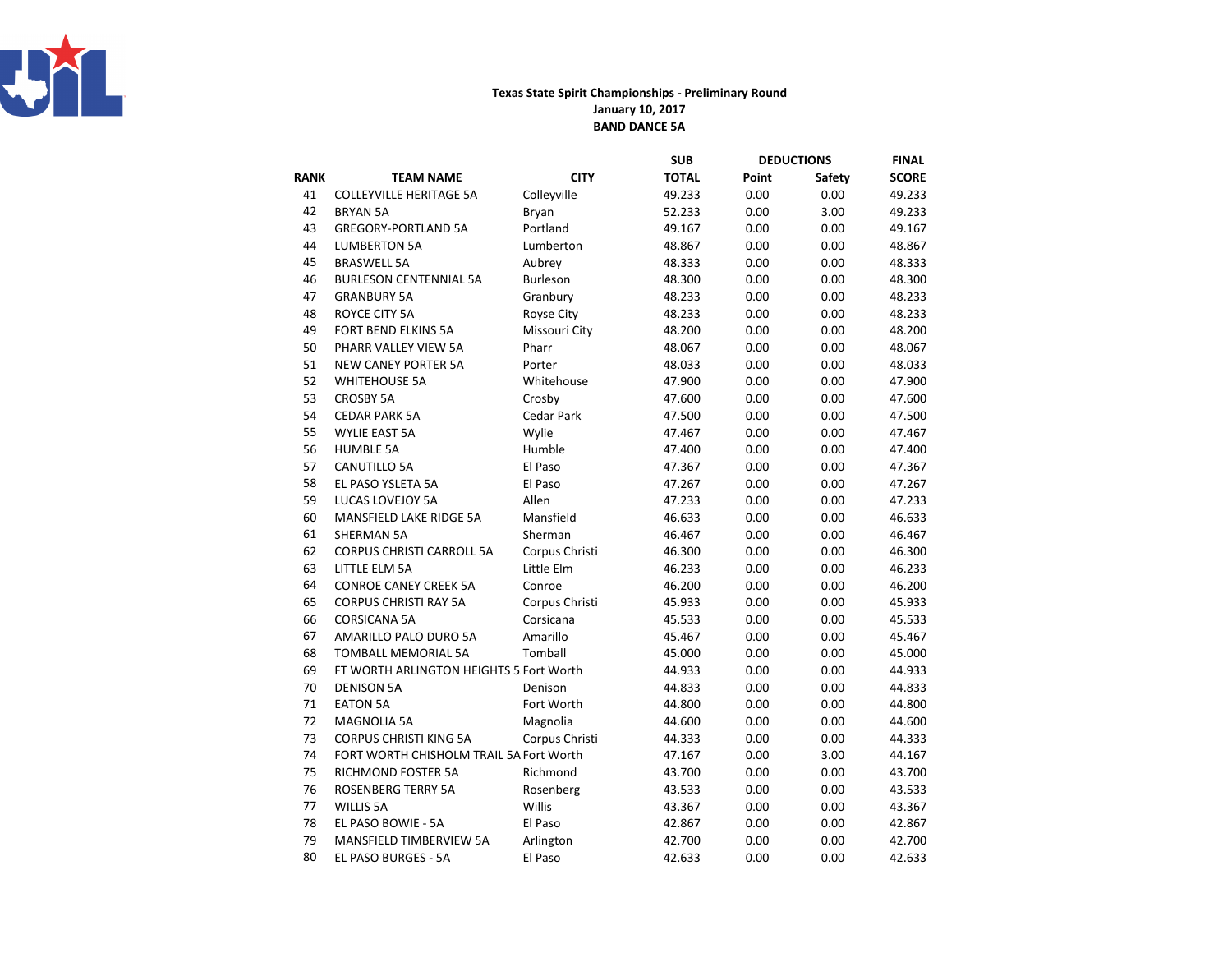**Texas State Spirit Championships - Preliminary Round**
**January 10, 2017**
**BAND DANCE 5A**

| RANK | TEAM NAME | CITY | SUB TOTAL | DEDUCTIONS Point | DEDUCTIONS Safety | FINAL SCORE |
|---|---|---|---|---|---|---|
| 41 | COLLEYVILLE HERITAGE 5A | Colleyville | 49.233 | 0.00 | 0.00 | 49.233 |
| 42 | BRYAN 5A | Bryan | 52.233 | 0.00 | 3.00 | 49.233 |
| 43 | GREGORY-PORTLAND 5A | Portland | 49.167 | 0.00 | 0.00 | 49.167 |
| 44 | LUMBERTON 5A | Lumberton | 48.867 | 0.00 | 0.00 | 48.867 |
| 45 | BRASWELL 5A | Aubrey | 48.333 | 0.00 | 0.00 | 48.333 |
| 46 | BURLESON CENTENNIAL 5A | Burleson | 48.300 | 0.00 | 0.00 | 48.300 |
| 47 | GRANBURY 5A | Granbury | 48.233 | 0.00 | 0.00 | 48.233 |
| 48 | ROYCE CITY 5A | Royse City | 48.233 | 0.00 | 0.00 | 48.233 |
| 49 | FORT BEND ELKINS 5A | Missouri City | 48.200 | 0.00 | 0.00 | 48.200 |
| 50 | PHARR VALLEY VIEW 5A | Pharr | 48.067 | 0.00 | 0.00 | 48.067 |
| 51 | NEW CANEY PORTER 5A | Porter | 48.033 | 0.00 | 0.00 | 48.033 |
| 52 | WHITEHOUSE 5A | Whitehouse | 47.900 | 0.00 | 0.00 | 47.900 |
| 53 | CROSBY 5A | Crosby | 47.600 | 0.00 | 0.00 | 47.600 |
| 54 | CEDAR PARK 5A | Cedar Park | 47.500 | 0.00 | 0.00 | 47.500 |
| 55 | WYLIE EAST 5A | Wylie | 47.467 | 0.00 | 0.00 | 47.467 |
| 56 | HUMBLE 5A | Humble | 47.400 | 0.00 | 0.00 | 47.400 |
| 57 | CANUTILLO 5A | El Paso | 47.367 | 0.00 | 0.00 | 47.367 |
| 58 | EL PASO YSLETA 5A | El Paso | 47.267 | 0.00 | 0.00 | 47.267 |
| 59 | LUCAS LOVEJOY 5A | Allen | 47.233 | 0.00 | 0.00 | 47.233 |
| 60 | MANSFIELD LAKE RIDGE 5A | Mansfield | 46.633 | 0.00 | 0.00 | 46.633 |
| 61 | SHERMAN 5A | Sherman | 46.467 | 0.00 | 0.00 | 46.467 |
| 62 | CORPUS CHRISTI CARROLL 5A | Corpus Christi | 46.300 | 0.00 | 0.00 | 46.300 |
| 63 | LITTLE ELM 5A | Little Elm | 46.233 | 0.00 | 0.00 | 46.233 |
| 64 | CONROE CANEY CREEK 5A | Conroe | 46.200 | 0.00 | 0.00 | 46.200 |
| 65 | CORPUS CHRISTI RAY 5A | Corpus Christi | 45.933 | 0.00 | 0.00 | 45.933 |
| 66 | CORSICANA 5A | Corsicana | 45.533 | 0.00 | 0.00 | 45.533 |
| 67 | AMARILLO PALO DURO 5A | Amarillo | 45.467 | 0.00 | 0.00 | 45.467 |
| 68 | TOMBALL MEMORIAL 5A | Tomball | 45.000 | 0.00 | 0.00 | 45.000 |
| 69 | FT WORTH ARLINGTON HEIGHTS 5 | Fort Worth | 44.933 | 0.00 | 0.00 | 44.933 |
| 70 | DENISON 5A | Denison | 44.833 | 0.00 | 0.00 | 44.833 |
| 71 | EATON 5A | Fort Worth | 44.800 | 0.00 | 0.00 | 44.800 |
| 72 | MAGNOLIA 5A | Magnolia | 44.600 | 0.00 | 0.00 | 44.600 |
| 73 | CORPUS CHRISTI KING 5A | Corpus Christi | 44.333 | 0.00 | 0.00 | 44.333 |
| 74 | FORT WORTH CHISHOLM TRAIL 5A | Fort Worth | 47.167 | 0.00 | 3.00 | 44.167 |
| 75 | RICHMOND FOSTER 5A | Richmond | 43.700 | 0.00 | 0.00 | 43.700 |
| 76 | ROSENBERG TERRY 5A | Rosenberg | 43.533 | 0.00 | 0.00 | 43.533 |
| 77 | WILLIS 5A | Willis | 43.367 | 0.00 | 0.00 | 43.367 |
| 78 | EL PASO BOWIE - 5A | El Paso | 42.867 | 0.00 | 0.00 | 42.867 |
| 79 | MANSFIELD TIMBERVIEW 5A | Arlington | 42.700 | 0.00 | 0.00 | 42.700 |
| 80 | EL PASO BURGES - 5A | El Paso | 42.633 | 0.00 | 0.00 | 42.633 |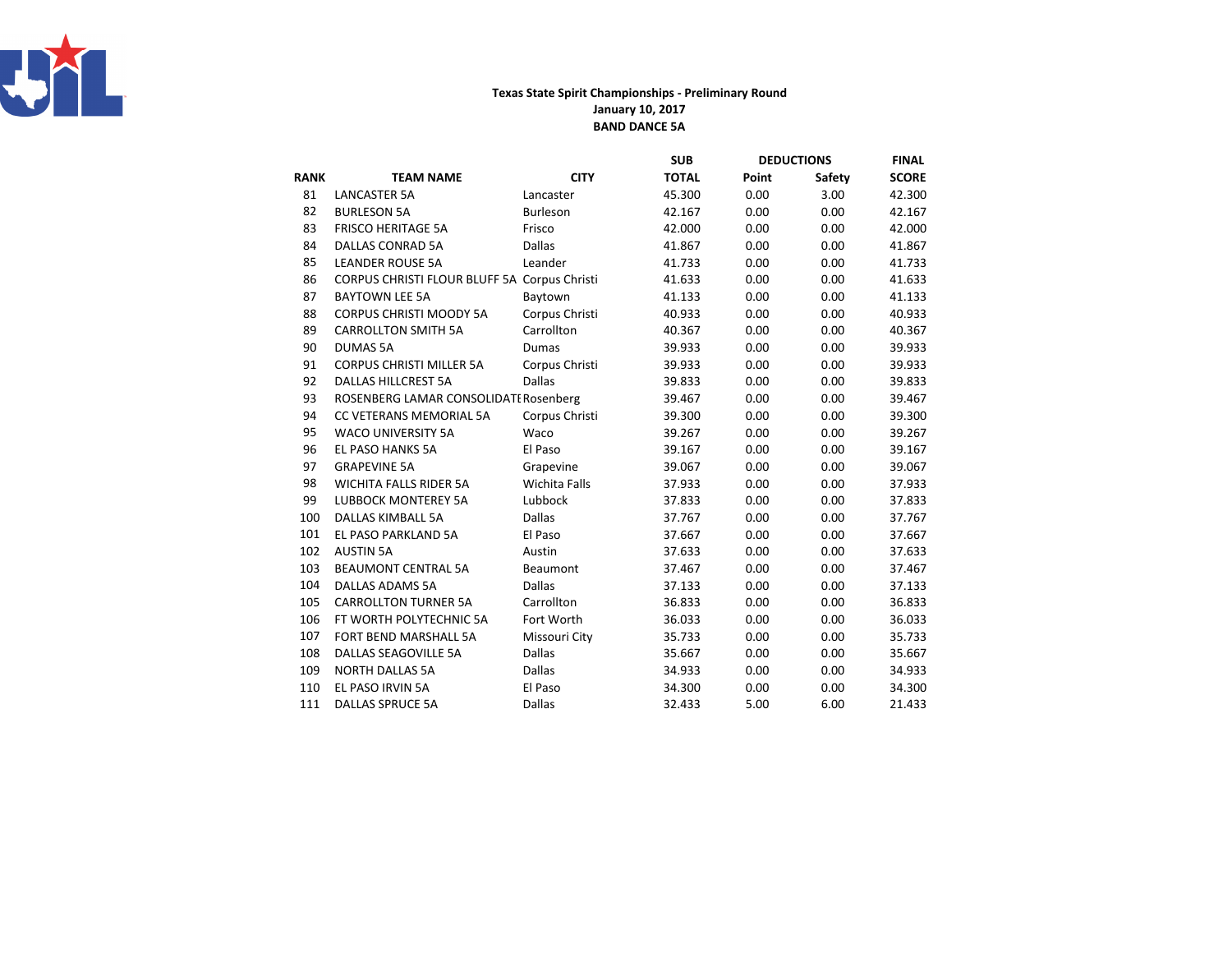**Texas State Spirit Championships - Preliminary Round**
**January 10, 2017**
**BAND DANCE 5A**

| RANK | TEAM NAME | CITY | SUB TOTAL | DEDUCTIONS Point | DEDUCTIONS Safety | FINAL SCORE |
|---|---|---|---|---|---|---|
| 81 | LANCASTER 5A | Lancaster | 45.300 | 0.00 | 3.00 | 42.300 |
| 82 | BURLESON 5A | Burleson | 42.167 | 0.00 | 0.00 | 42.167 |
| 83 | FRISCO HERITAGE 5A | Frisco | 42.000 | 0.00 | 0.00 | 42.000 |
| 84 | DALLAS CONRAD 5A | Dallas | 41.867 | 0.00 | 0.00 | 41.867 |
| 85 | LEANDER ROUSE 5A | Leander | 41.733 | 0.00 | 0.00 | 41.733 |
| 86 | CORPUS CHRISTI FLOUR BLUFF 5A | Corpus Christi | 41.633 | 0.00 | 0.00 | 41.633 |
| 87 | BAYTOWN LEE 5A | Baytown | 41.133 | 0.00 | 0.00 | 41.133 |
| 88 | CORPUS CHRISTI MOODY 5A | Corpus Christi | 40.933 | 0.00 | 0.00 | 40.933 |
| 89 | CARROLLTON SMITH 5A | Carrollton | 40.367 | 0.00 | 0.00 | 40.367 |
| 90 | DUMAS 5A | Dumas | 39.933 | 0.00 | 0.00 | 39.933 |
| 91 | CORPUS CHRISTI MILLER 5A | Corpus Christi | 39.933 | 0.00 | 0.00 | 39.933 |
| 92 | DALLAS HILLCREST 5A | Dallas | 39.833 | 0.00 | 0.00 | 39.833 |
| 93 | ROSENBERG LAMAR CONSOLIDATI | Rosenberg | 39.467 | 0.00 | 0.00 | 39.467 |
| 94 | CC VETERANS MEMORIAL 5A | Corpus Christi | 39.300 | 0.00 | 0.00 | 39.300 |
| 95 | WACO UNIVERSITY 5A | Waco | 39.267 | 0.00 | 0.00 | 39.267 |
| 96 | EL PASO HANKS 5A | El Paso | 39.167 | 0.00 | 0.00 | 39.167 |
| 97 | GRAPEVINE 5A | Grapevine | 39.067 | 0.00 | 0.00 | 39.067 |
| 98 | WICHITA FALLS RIDER 5A | Wichita Falls | 37.933 | 0.00 | 0.00 | 37.933 |
| 99 | LUBBOCK MONTEREY 5A | Lubbock | 37.833 | 0.00 | 0.00 | 37.833 |
| 100 | DALLAS KIMBALL 5A | Dallas | 37.767 | 0.00 | 0.00 | 37.767 |
| 101 | EL PASO PARKLAND 5A | El Paso | 37.667 | 0.00 | 0.00 | 37.667 |
| 102 | AUSTIN 5A | Austin | 37.633 | 0.00 | 0.00 | 37.633 |
| 103 | BEAUMONT CENTRAL 5A | Beaumont | 37.467 | 0.00 | 0.00 | 37.467 |
| 104 | DALLAS ADAMS 5A | Dallas | 37.133 | 0.00 | 0.00 | 37.133 |
| 105 | CARROLLTON TURNER 5A | Carrollton | 36.833 | 0.00 | 0.00 | 36.833 |
| 106 | FT WORTH POLYTECHNIC 5A | Fort Worth | 36.033 | 0.00 | 0.00 | 36.033 |
| 107 | FORT BEND MARSHALL 5A | Missouri City | 35.733 | 0.00 | 0.00 | 35.733 |
| 108 | DALLAS SEAGOVILLE 5A | Dallas | 35.667 | 0.00 | 0.00 | 35.667 |
| 109 | NORTH DALLAS 5A | Dallas | 34.933 | 0.00 | 0.00 | 34.933 |
| 110 | EL PASO IRVIN 5A | El Paso | 34.300 | 0.00 | 0.00 | 34.300 |
| 111 | DALLAS SPRUCE 5A | Dallas | 32.433 | 5.00 | 6.00 | 21.433 |